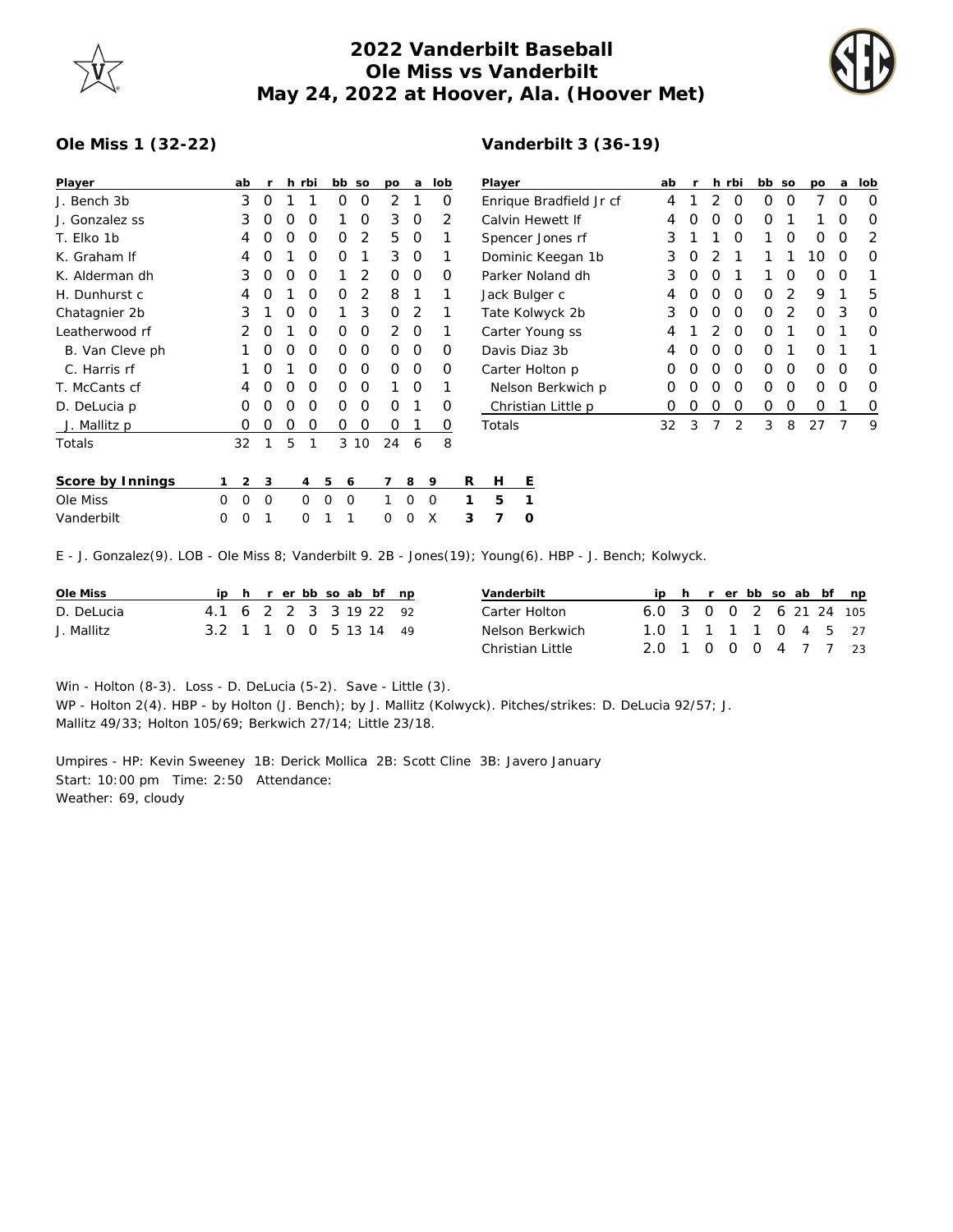# 2022 Vanderbilt Baseball
# Ole Miss vs Vanderbilt
# May 24, 2022 at Hoover, Ala. (Hoover Met)

## Ole Miss 1 (32-22)

| Player | ab | r | h | rbi | bb | so | po | a | lob |
|---|---|---|---|---|---|---|---|---|---|
| J. Bench 3b | 3 | 0 | 1 | 1 | 0 | 0 | 2 | 1 | 0 |
| J. Gonzalez ss | 3 | 0 | 0 | 0 | 1 | 0 | 3 | 0 | 2 |
| T. Elko 1b | 4 | 0 | 0 | 0 | 0 | 2 | 5 | 0 | 1 |
| K. Graham lf | 4 | 0 | 1 | 0 | 0 | 1 | 3 | 0 | 1 |
| K. Alderman dh | 3 | 0 | 0 | 0 | 1 | 2 | 0 | 0 | 0 |
| H. Dunhurst c | 4 | 0 | 1 | 0 | 0 | 2 | 8 | 1 | 1 |
| Chatagnier 2b | 3 | 1 | 0 | 0 | 1 | 3 | 0 | 2 | 1 |
| Leatherwood rf | 2 | 0 | 1 | 0 | 0 | 0 | 2 | 0 | 1 |
| B. Van Cleve ph | 1 | 0 | 0 | 0 | 0 | 0 | 0 | 0 | 0 |
| C. Harris rf | 1 | 0 | 1 | 0 | 0 | 0 | 0 | 0 | 0 |
| T. McCants cf | 4 | 0 | 0 | 0 | 0 | 0 | 1 | 0 | 1 |
| D. DeLucia p | 0 | 0 | 0 | 0 | 0 | 0 | 0 | 1 | 0 |
| J. Mallitz p | 0 | 0 | 0 | 0 | 0 | 0 | 0 | 1 | 0 |
| Totals | 32 | 1 | 5 | 1 | 3 | 10 | 24 | 6 | 8 |

## Vanderbilt 3 (36-19)

| Player | ab | r | h | rbi | bb | so | po | a | lob |
|---|---|---|---|---|---|---|---|---|---|
| Enrique Bradfield Jr cf | 4 | 1 | 2 | 0 | 0 | 0 | 7 | 0 | 0 |
| Calvin Hewett lf | 4 | 0 | 0 | 0 | 0 | 1 | 1 | 0 | 0 |
| Spencer Jones rf | 3 | 1 | 1 | 0 | 1 | 0 | 0 | 0 | 2 |
| Dominic Keegan 1b | 3 | 0 | 2 | 1 | 1 | 1 | 10 | 0 | 0 |
| Parker Noland dh | 3 | 0 | 0 | 1 | 1 | 0 | 0 | 0 | 1 |
| Jack Bulger c | 4 | 0 | 0 | 0 | 0 | 2 | 9 | 1 | 5 |
| Tate Kolwyck 2b | 3 | 0 | 0 | 0 | 0 | 2 | 0 | 3 | 0 |
| Carter Young ss | 4 | 1 | 2 | 0 | 0 | 1 | 0 | 1 | 0 |
| Davis Diaz 3b | 4 | 0 | 0 | 0 | 0 | 1 | 0 | 1 | 1 |
| Carter Holton p | 0 | 0 | 0 | 0 | 0 | 0 | 0 | 0 | 0 |
| Nelson Berkwich p | 0 | 0 | 0 | 0 | 0 | 0 | 0 | 0 | 0 |
| Christian Little p | 0 | 0 | 0 | 0 | 0 | 0 | 0 | 1 | 0 |
| Totals | 32 | 3 | 7 | 2 | 3 | 8 | 27 | 7 | 9 |

| Score by Innings | 1 | 2 | 3 | 4 | 5 | 6 | 7 | 8 | 9 | R | H | E |
|---|---|---|---|---|---|---|---|---|---|---|---|---|
| Ole Miss | 0 | 0 | 0 | 0 | 0 | 0 | 1 | 0 | 0 | 1 | 5 | 1 |
| Vanderbilt | 0 | 0 | 1 | 0 | 1 | 1 | 0 | 0 | X | 3 | 7 | 0 |

E - J. Gonzalez(9). LOB - Ole Miss 8; Vanderbilt 9. 2B - Jones(19); Young(6). HBP - J. Bench; Kolwyck.

| Ole Miss | ip | h | r | er | bb | so | ab | bf | np |
|---|---|---|---|---|---|---|---|---|---|
| D. DeLucia | 4.1 | 6 | 2 | 2 | 3 | 3 | 19 | 22 | 92 |
| J. Mallitz | 3.2 | 1 | 1 | 0 | 0 | 5 | 13 | 14 | 49 |

| Vanderbilt | ip | h | r | er | bb | so | ab | bf | np |
|---|---|---|---|---|---|---|---|---|---|
| Carter Holton | 6.0 | 3 | 0 | 0 | 2 | 6 | 21 | 24 | 105 |
| Nelson Berkwich | 1.0 | 1 | 1 | 1 | 1 | 0 | 4 | 5 | 27 |
| Christian Little | 2.0 | 1 | 0 | 0 | 0 | 4 | 7 | 7 | 23 |

Win - Holton (8-3). Loss - D. DeLucia (5-2). Save - Little (3).
WP - Holton 2(4). HBP - by Holton (J. Bench); by J. Mallitz (Kolwyck). Pitches/strikes: D. DeLucia 92/57; J. Mallitz 49/33; Holton 105/69; Berkwich 27/14; Little 23/18.

Umpires - HP: Kevin Sweeney 1B: Derick Mollica 2B: Scott Cline 3B: Javero January
Start: 10:00 pm Time: 2:50 Attendance:
Weather: 69, cloudy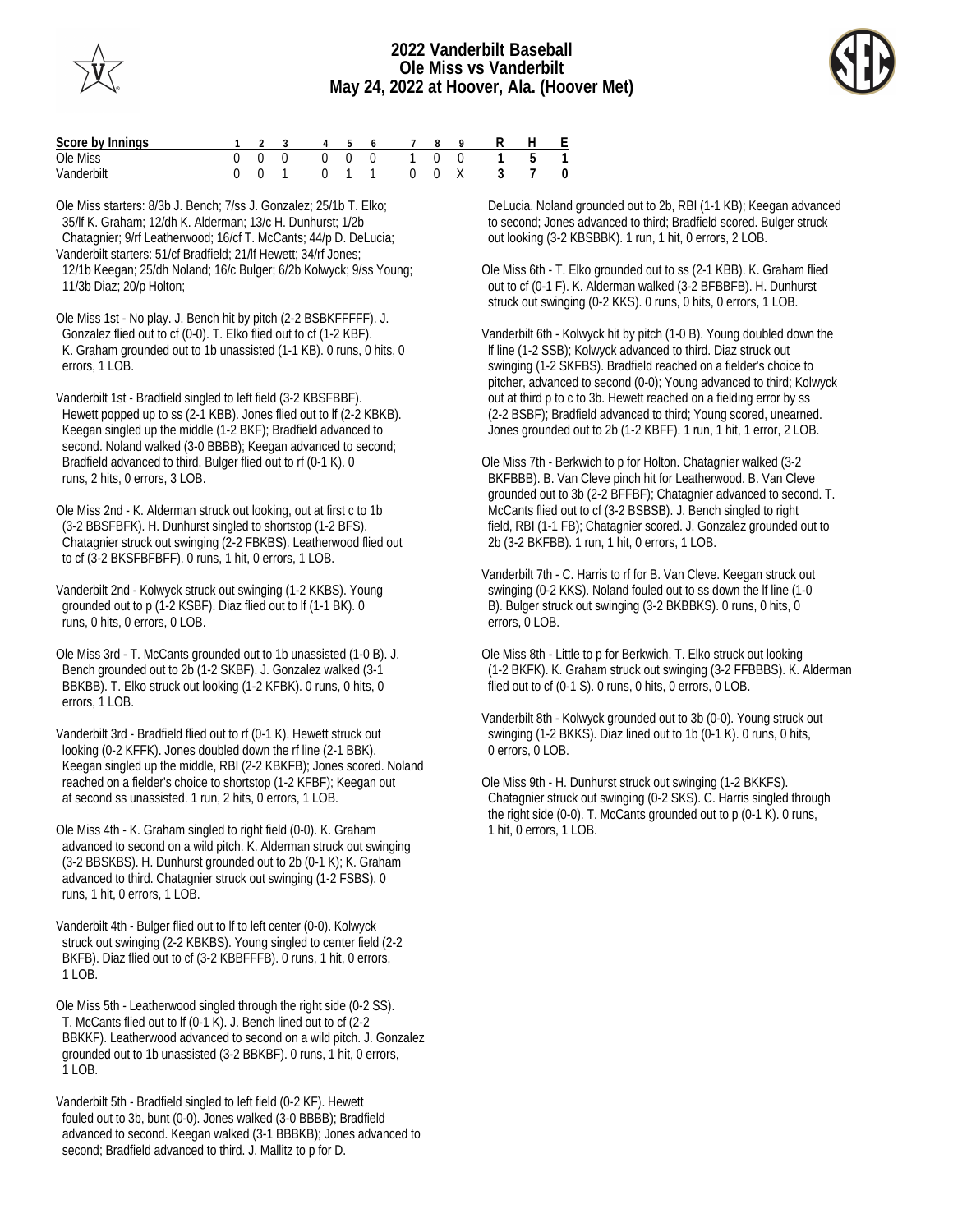# 2022 Vanderbilt Baseball
## Ole Miss vs Vanderbilt
## May 24, 2022 at Hoover, Ala. (Hoover Met)

| Score by Innings | 1 | 2 | 3 | 4 | 5 | 6 | 7 | 8 | 9 | R | H | E |
|---|---|---|---|---|---|---|---|---|---|---|---|---|
| Ole Miss | 0 | 0 | 0 | 0 | 0 | 0 | 1 | 0 | 0 | 1 | 5 | 1 |
| Vanderbilt | 0 | 0 | 1 | 0 | 1 | 1 | 0 | 0 | X | 3 | 7 | 0 |

Ole Miss starters: 8/3b J. Bench; 7/ss J. Gonzalez; 25/1b T. Elko; 35/lf K. Graham; 12/dh K. Alderman; 13/c H. Dunhurst; 1/2b Chatagnier; 9/rf Leatherwood; 16/cf T. McCants; 44/p D. DeLucia;
Vanderbilt starters: 51/cf Bradfield; 21/lf Hewett; 34/rf Jones; 12/1b Keegan; 25/dh Noland; 16/c Bulger; 6/2b Kolwyck; 9/ss Young; 11/3b Diaz; 20/p Holton;

Ole Miss 1st - No play. J. Bench hit by pitch (2-2 BSBKFFFFF). J. Gonzalez flied out to cf (0-0). T. Elko flied out to cf (1-2 KBF). K. Graham grounded out to 1b unassisted (1-1 KB). 0 runs, 0 hits, 0 errors, 1 LOB.

Vanderbilt 1st - Bradfield singled to left field (3-2 KBSFBBF). Hewett popped up to ss (2-1 KBB). Jones flied out to lf (2-2 KBKB). Keegan singled up the middle (1-2 BKF); Bradfield advanced to second. Noland walked (3-0 BBBB); Keegan advanced to second; Bradfield advanced to third. Bulger flied out to rf (0-1 K). 0 runs, 2 hits, 0 errors, 3 LOB.

Ole Miss 2nd - K. Alderman struck out looking, out at first c to 1b (3-2 BBSFBFK). H. Dunhurst singled to shortstop (1-2 BFS). Chatagnier struck out swinging (2-2 FBKBS). Leatherwood flied out to cf (3-2 BKSFBFBFF). 0 runs, 1 hit, 0 errors, 1 LOB.

Vanderbilt 2nd - Kolwyck struck out swinging (1-2 KKBS). Young grounded out to p (1-2 KSBF). Diaz flied out to lf (1-1 BK). 0 runs, 0 hits, 0 errors, 0 LOB.

Ole Miss 3rd - T. McCants grounded out to 1b unassisted (1-0 B). J. Bench grounded out to 2b (1-2 SKBF). J. Gonzalez walked (3-1 BBKBB). T. Elko struck out looking (1-2 KFBK). 0 runs, 0 hits, 0 errors, 1 LOB.

Vanderbilt 3rd - Bradfield flied out to rf (0-1 K). Hewett struck out looking (0-2 KFFK). Jones doubled down the rf line (2-1 BBK). Keegan singled up the middle, RBI (2-2 KBKFB); Jones scored. Noland reached on a fielder's choice to shortstop (1-2 KFBF); Keegan out at second ss unassisted. 1 run, 2 hits, 0 errors, 1 LOB.

Ole Miss 4th - K. Graham singled to right field (0-0). K. Graham advanced to second on a wild pitch. K. Alderman struck out swinging (3-2 BBSKBS). H. Dunhurst grounded out to 2b (0-1 K); K. Graham advanced to third. Chatagnier struck out swinging (1-2 FSBS). 0 runs, 1 hit, 0 errors, 1 LOB.

Vanderbilt 4th - Bulger flied out to lf to left center (0-0). Kolwyck struck out swinging (2-2 KBKBS). Young singled to center field (2-2 BKFB). Diaz flied out to cf (3-2 KBBFFFB). 0 runs, 1 hit, 0 errors, 1 LOB.

Ole Miss 5th - Leatherwood singled through the right side (0-2 SS). T. McCants flied out to lf (0-1 K). J. Bench lined out to cf (2-2 BBKKF). Leatherwood advanced to second on a wild pitch. J. Gonzalez grounded out to 1b unassisted (3-2 BBKBF). 0 runs, 1 hit, 0 errors, 1 LOB.

Vanderbilt 5th - Bradfield singled to left field (0-2 KF). Hewett fouled out to 3b, bunt (0-0). Jones walked (3-0 BBBB); Bradfield advanced to second. Keegan walked (3-1 BBBKB); Jones advanced to second; Bradfield advanced to third. J. Mallitz to p for D. DeLucia. Noland grounded out to 2b, RBI (1-1 KB); Keegan advanced to second; Jones advanced to third; Bradfield scored. Bulger struck out looking (3-2 KBSBBK). 1 run, 1 hit, 0 errors, 2 LOB.

Ole Miss 6th - T. Elko grounded out to ss (2-1 KBB). K. Graham flied out to cf (0-1 F). K. Alderman walked (3-2 BFBBFB). H. Dunhurst struck out swinging (0-2 KKS). 0 runs, 0 hits, 0 errors, 1 LOB.

Vanderbilt 6th - Kolwyck hit by pitch (1-0 B). Young doubled down the lf line (1-2 SSB); Kolwyck advanced to third. Diaz struck out swinging (1-2 SKFBS). Bradfield reached on a fielder's choice to pitcher, advanced to second (0-0); Young advanced to third; Kolwyck out at third p to c to 3b. Hewett reached on a fielding error by ss (2-2 BSBF); Bradfield advanced to third; Young scored, unearned. Jones grounded out to 2b (1-2 KBFF). 1 run, 1 hit, 1 error, 2 LOB.

Ole Miss 7th - Berkwich to p for Holton. Chatagnier walked (3-2 BKFBBB). B. Van Cleve pinch hit for Leatherwood. B. Van Cleve grounded out to 3b (2-2 BFFBF); Chatagnier advanced to second. T. McCants flied out to cf (3-2 BSBSB). J. Bench singled to right field, RBI (1-1 FB); Chatagnier scored. J. Gonzalez grounded out to 2b (3-2 BKFBB). 1 run, 1 hit, 0 errors, 1 LOB.

Vanderbilt 7th - C. Harris to rf for B. Van Cleve. Keegan struck out swinging (0-2 KKS). Noland fouled out to ss down the lf line (1-0 B). Bulger struck out swinging (3-2 BKBBKS). 0 runs, 0 hits, 0 errors, 0 LOB.

Ole Miss 8th - Little to p for Berkwich. T. Elko struck out looking (1-2 BKFK). K. Graham struck out swinging (3-2 FFBBBS). K. Alderman flied out to cf (0-1 S). 0 runs, 0 hits, 0 errors, 0 LOB.

Vanderbilt 8th - Kolwyck grounded out to 3b (0-0). Young struck out swinging (1-2 BKKS). Diaz lined out to 1b (0-1 K). 0 runs, 0 hits, 0 errors, 0 LOB.

Ole Miss 9th - H. Dunhurst struck out swinging (1-2 BKKFS). Chatagnier struck out swinging (0-2 SKS). C. Harris singled through the right side (0-0). T. McCants grounded out to p (0-1 K). 0 runs, 1 hit, 0 errors, 1 LOB.